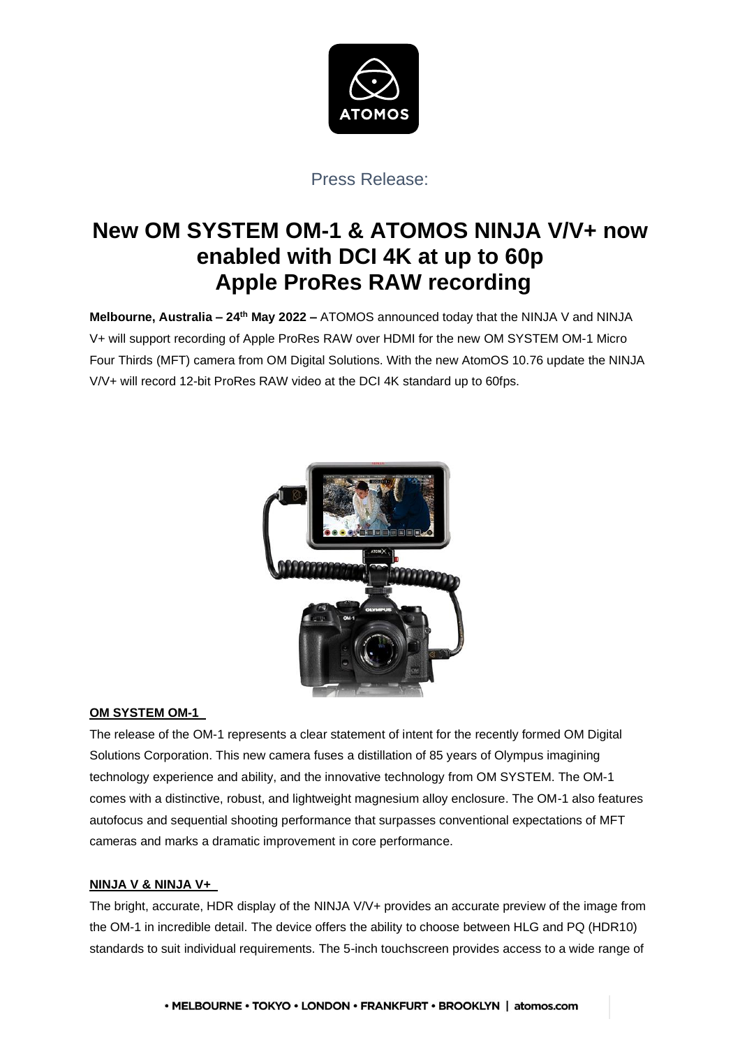Press Release:

# New OM SYSTEM OM-1 & ATOMOS NINJA V/V+ now enabled with DCI 4K at up to 60p Apple ProRes RAW recording

**Melbourne, Australia – 24th May 2022 –** ATOMOS announced today that the NINJA V and NINJA V+ will support recording of Apple ProRes RAW over HDMI for the new OM SYSTEM OM-1 Micro Four Thirds (MFT) camera from OM Digital Solutions. With the new AtomOS 10.76 update the NINJA V/V+ will record 12-bit ProRes RAW video at the DCI 4K standard up to 60fps.

**OM SYSTEM OM-1**

The release of the OM-1 represents a clear statement of intent for the recently formed OM Digital Solutions Corporation. This new camera fuses a distillation of 85 years of Olympus imagining technology experience and ability, and the innovative technology from OM SYSTEM. The OM-1 comes with a distinctive, robust, and lightweight magnesium alloy enclosure. The OM-1 also features autofocus and sequential shooting performance that surpasses conventional expectations of MFT cameras and marks a dramatic improvement in core performance.

**NINJA V & NINJA V+**

The bright, accurate, HDR display of the NINJA V/V+ provides an accurate preview of the image from the OM-1 in incredible detail. The device offers the ability to choose between HLG and PQ (HDR10) standards to suit individual requirements. The 5-inch touchscreen provides access to a wide range of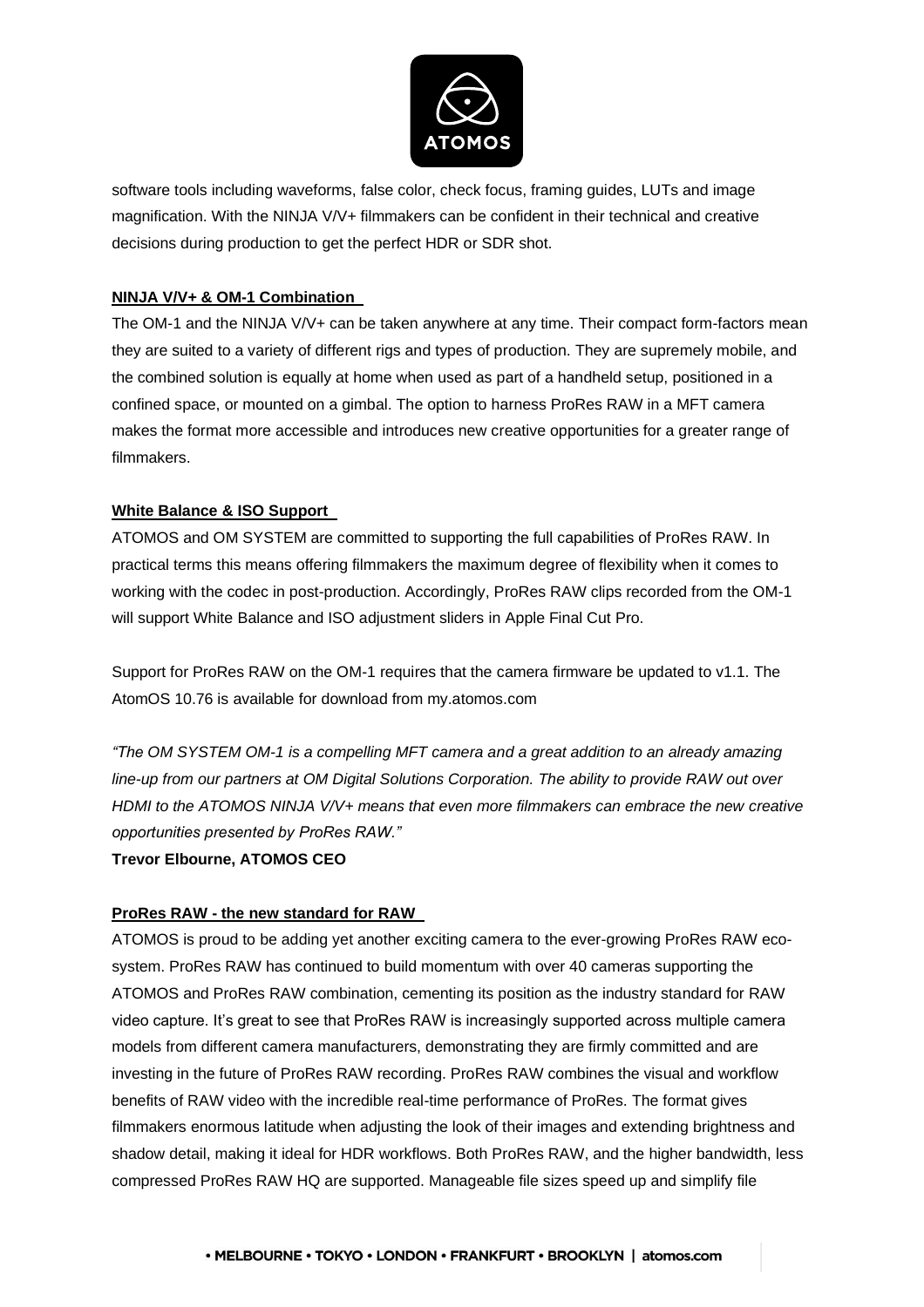software tools including waveforms, false color, check focus, framing guides, LUTs and image magnification. With the NINJA V/V+ filmmakers can be confident in their technical and creative decisions during production to get the perfect HDR or SDR shot.

**NINJA V/V+ & OM-1 Combination**

The OM-1 and the NINJA V/V+ can be taken anywhere at any time. Their compact form-factors mean they are suited to a variety of different rigs and types of production. They are supremely mobile, and the combined solution is equally at home when used as part of a handheld setup, positioned in a confined space, or mounted on a gimbal. The option to harness ProRes RAW in a MFT camera makes the format more accessible and introduces new creative opportunities for a greater range of filmmakers.

**White Balance & ISO Support**

ATOMOS and OM SYSTEM are committed to supporting the full capabilities of ProRes RAW. In practical terms this means offering filmmakers the maximum degree of flexibility when it comes to working with the codec in post-production. Accordingly, ProRes RAW clips recorded from the OM-1 will support White Balance and ISO adjustment sliders in Apple Final Cut Pro.

Support for ProRes RAW on the OM-1 requires that the camera firmware be updated to v1.1. The AtomOS 10.76 is available for download from my.atomos.com

*"The OM SYSTEM OM-1 is a compelling MFT camera and a great addition to an already amazing line-up from our partners at OM Digital Solutions Corporation. The ability to provide RAW out over HDMI to the ATOMOS NINJA V/V+ means that even more filmmakers can embrace the new creative opportunities presented by ProRes RAW."*
**Trevor Elbourne, ATOMOS CEO**

**ProRes RAW - the new standard for RAW**

ATOMOS is proud to be adding yet another exciting camera to the ever-growing ProRes RAW eco-system. ProRes RAW has continued to build momentum with over 40 cameras supporting the ATOMOS and ProRes RAW combination, cementing its position as the industry standard for RAW video capture. It's great to see that ProRes RAW is increasingly supported across multiple camera models from different camera manufacturers, demonstrating they are firmly committed and are investing in the future of ProRes RAW recording. ProRes RAW combines the visual and workflow benefits of RAW video with the incredible real-time performance of ProRes. The format gives filmmakers enormous latitude when adjusting the look of their images and extending brightness and shadow detail, making it ideal for HDR workflows. Both ProRes RAW, and the higher bandwidth, less compressed ProRes RAW HQ are supported. Manageable file sizes speed up and simplify file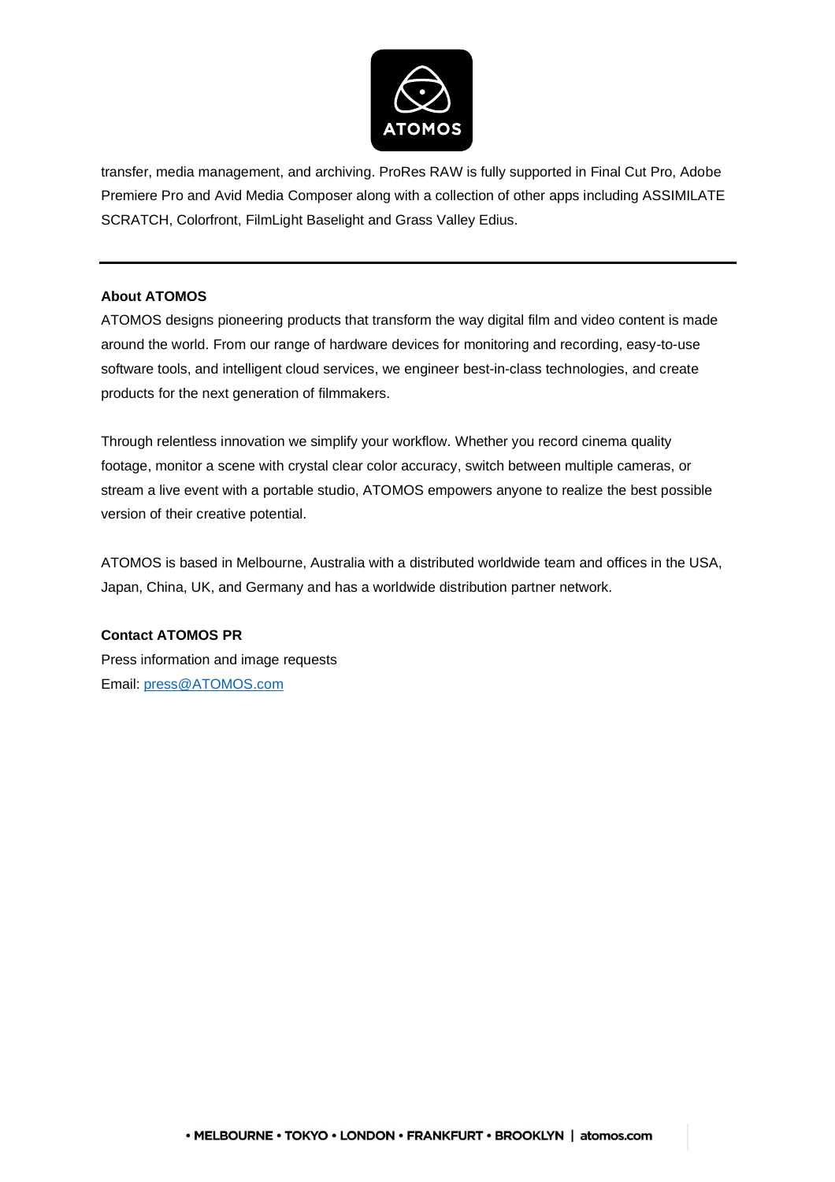transfer, media management, and archiving. ProRes RAW is fully supported in Final Cut Pro, Adobe Premiere Pro and Avid Media Composer along with a collection of other apps including ASSIMILATE SCRATCH, Colorfront, FilmLight Baselight and Grass Valley Edius.

---

**About ATOMOS**

ATOMOS designs pioneering products that transform the way digital film and video content is made around the world. From our range of hardware devices for monitoring and recording, easy-to-use software tools, and intelligent cloud services, we engineer best-in-class technologies, and create products for the next generation of filmmakers.

Through relentless innovation we simplify your workflow. Whether you record cinema quality footage, monitor a scene with crystal clear color accuracy, switch between multiple cameras, or stream a live event with a portable studio, ATOMOS empowers anyone to realize the best possible version of their creative potential.

ATOMOS is based in Melbourne, Australia with a distributed worldwide team and offices in the USA, Japan, China, UK, and Germany and has a worldwide distribution partner network.

**Contact ATOMOS PR**

Press information and image requests

Email: press@ATOMOS.com